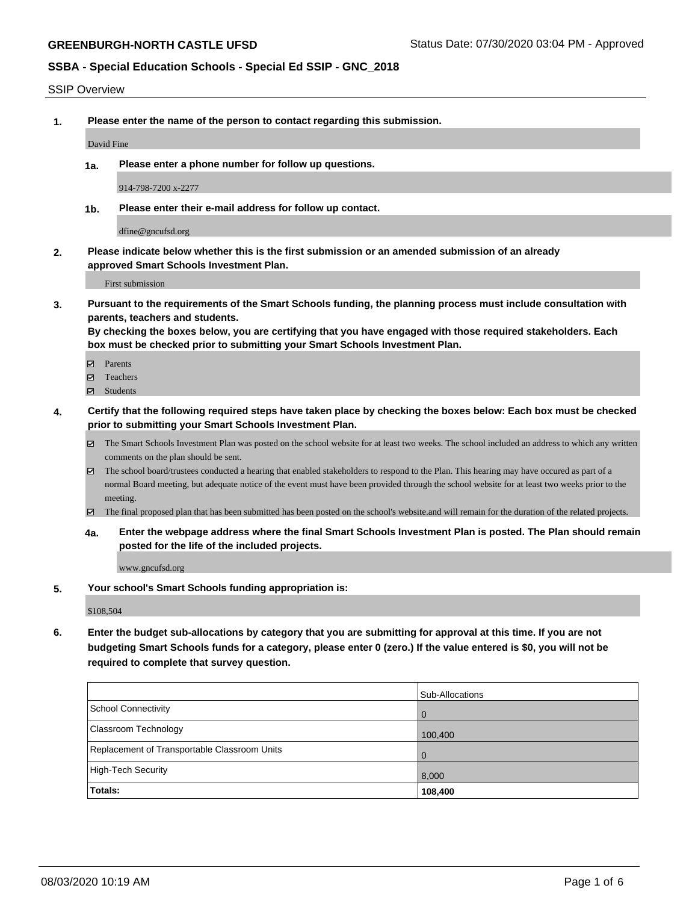**GREENBURGH-NORTH CASTLE UFSD** Status Date: 07/30/2020 03:04 PM - Approved

**SSBA - Special Education Schools - Special Ed SSIP - GNC_2018**

SSIP Overview

**1. Please enter the name of the person to contact regarding this submission.**

David Fine

**1a. Please enter a phone number for follow up questions.**

914-798-7200 x-2277

**1b. Please enter their e-mail address for follow up contact.**

dfine@gncufsd.org

**2. Please indicate below whether this is the first submission or an amended submission of an already approved Smart Schools Investment Plan.**

First submission

**3. Pursuant to the requirements of the Smart Schools funding, the planning process must include consultation with parents, teachers and students.**
**By checking the boxes below, you are certifying that you have engaged with those required stakeholders. Each box must be checked prior to submitting your Smart Schools Investment Plan.**

- ☑ Parents
- ☑ Teachers
- ☑ Students

**4. Certify that the following required steps have taken place by checking the boxes below: Each box must be checked prior to submitting your Smart Schools Investment Plan.**

- ☑ The Smart Schools Investment Plan was posted on the school website for at least two weeks. The school included an address to which any written comments on the plan should be sent.
- ☑ The school board/trustees conducted a hearing that enabled stakeholders to respond to the Plan. This hearing may have occured as part of a normal Board meeting, but adequate notice of the event must have been provided through the school website for at least two weeks prior to the meeting.
- ☑ The final proposed plan that has been submitted has been posted on the school's website.and will remain for the duration of the related projects.

**4a. Enter the webpage address where the final Smart Schools Investment Plan is posted. The Plan should remain posted for the life of the included projects.**

www.gncufsd.org

**5. Your school's Smart Schools funding appropriation is:**

$108,504

**6. Enter the budget sub-allocations by category that you are submitting for approval at this time. If you are not budgeting Smart Schools funds for a category, please enter 0 (zero.) If the value entered is $0, you will not be required to complete that survey question.**

| | Sub-Allocations |
|---|---|
| School Connectivity | 0 |
| Classroom Technology | 100,400 |
| Replacement of Transportable Classroom Units | 0 |
| High-Tech Security | 8,000 |
| **Totals:** | **108,400** |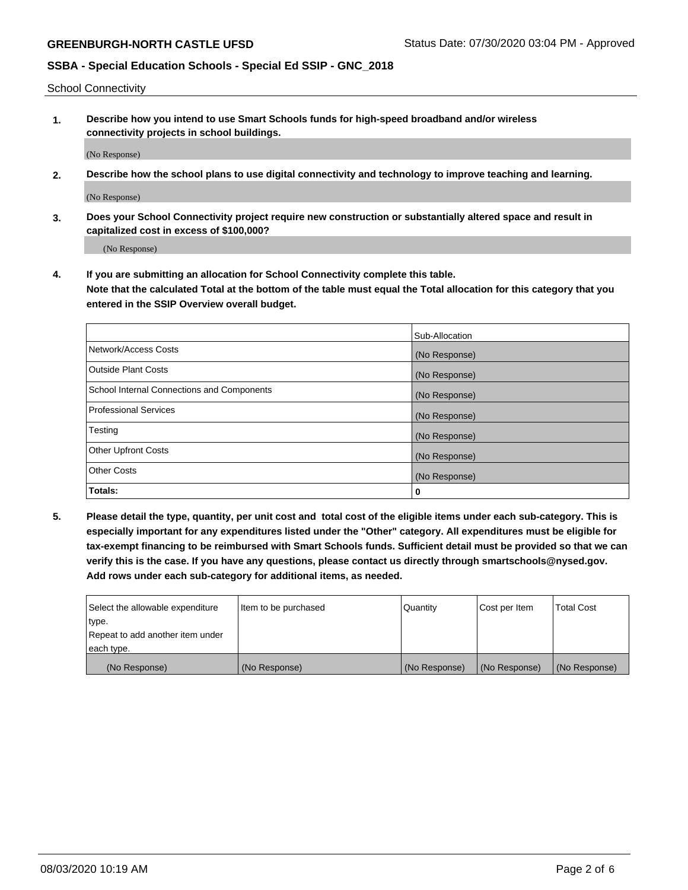School Connectivity

1. **Describe how you intend to use Smart Schools funds for high-speed broadband and/or wireless connectivity projects in school buildings.**

   (No Response)

2. **Describe how the school plans to use digital connectivity and technology to improve teaching and learning.**

   (No Response)

3. **Does your School Connectivity project require new construction or substantially altered space and result in capitalized cost in excess of $100,000?**

   (No Response)

4. **If you are submitting an allocation for School Connectivity complete this table. Note that the calculated Total at the bottom of the table must equal the Total allocation for this category that you entered in the SSIP Overview overall budget.**

|  | Sub-Allocation |
|---|---|
| Network/Access Costs | (No Response) |
| Outside Plant Costs | (No Response) |
| School Internal Connections and Components | (No Response) |
| Professional Services | (No Response) |
| Testing | (No Response) |
| Other Upfront Costs | (No Response) |
| Other Costs | (No Response) |
| **Totals:** | **0** |

5. **Please detail the type, quantity, per unit cost and total cost of the eligible items under each sub-category. This is especially important for any expenditures listed under the "Other" category. All expenditures must be eligible for tax-exempt financing to be reimbursed with Smart Schools funds. Sufficient detail must be provided so that we can verify this is the case. If you have any questions, please contact us directly through smartschools@nysed.gov. Add rows under each sub-category for additional items, as needed.**

| Select the allowable expenditure type. Repeat to add another item under each type. | Item to be purchased | Quantity | Cost per Item | Total Cost |
|---|---|---|---|---|
| (No Response) | (No Response) | (No Response) | (No Response) | (No Response) |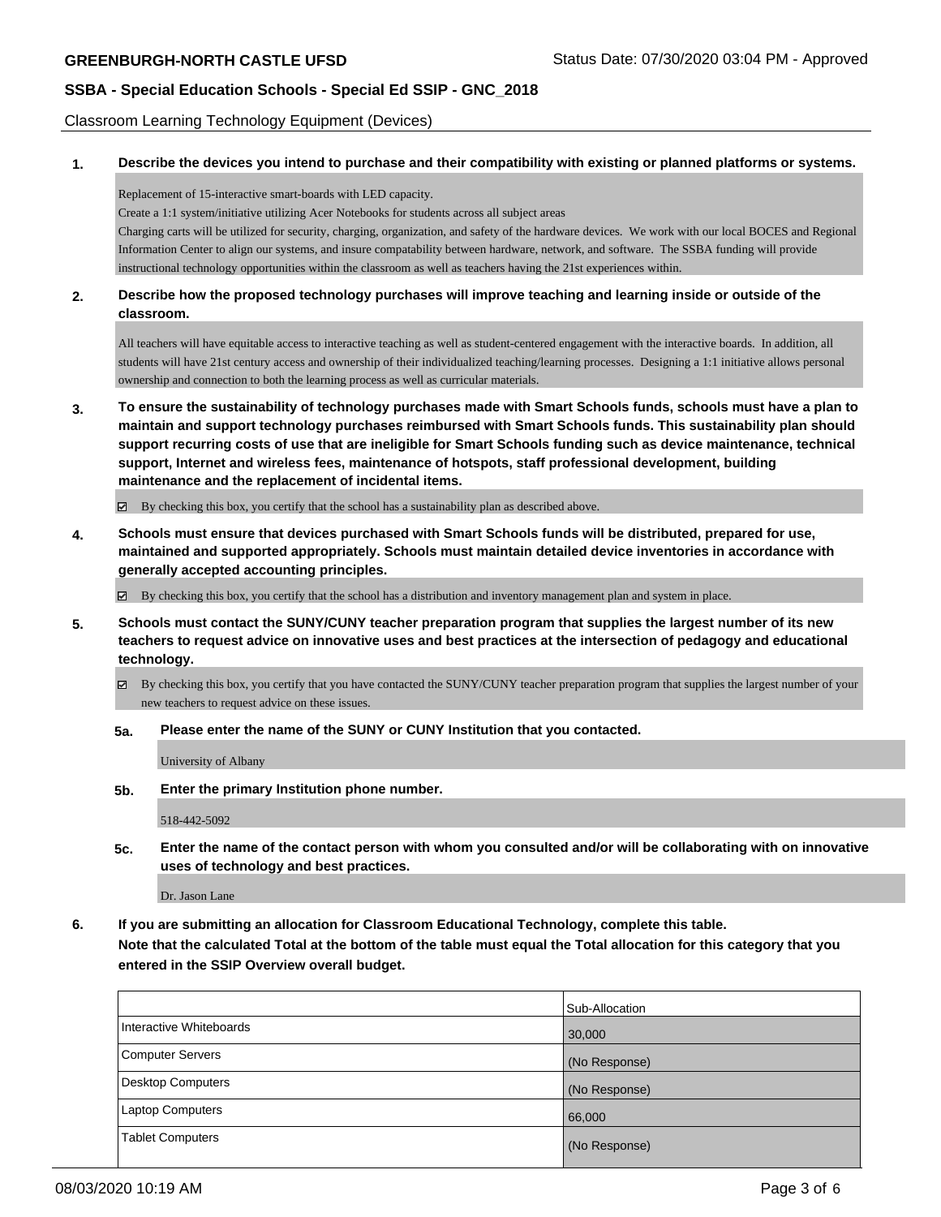Classroom Learning Technology Equipment (Devices)

**1. Describe the devices you intend to purchase and their compatibility with existing or planned platforms or systems.**

Replacement of 15-interactive smart-boards with LED capacity.
Create a 1:1 system/initiative utilizing Acer Notebooks for students across all subject areas
Charging carts will be utilized for security, charging, organization, and safety of the hardware devices. We work with our local BOCES and Regional Information Center to align our systems, and insure compatability between hardware, network, and software. The SSBA funding will provide instructional technology opportunities within the classroom as well as teachers having the 21st experiences within.

**2. Describe how the proposed technology purchases will improve teaching and learning inside or outside of the classroom.**

All teachers will have equitable access to interactive teaching as well as student-centered engagement with the interactive boards. In addition, all students will have 21st century access and ownership of their individualized teaching/learning processes. Designing a 1:1 initiative allows personal ownership and connection to both the learning process as well as curricular materials.

**3. To ensure the sustainability of technology purchases made with Smart Schools funds, schools must have a plan to maintain and support technology purchases reimbursed with Smart Schools funds. This sustainability plan should support recurring costs of use that are ineligible for Smart Schools funding such as device maintenance, technical support, Internet and wireless fees, maintenance of hotspots, staff professional development, building maintenance and the replacement of incidental items.**

☑ By checking this box, you certify that the school has a sustainability plan as described above.

**4. Schools must ensure that devices purchased with Smart Schools funds will be distributed, prepared for use, maintained and supported appropriately. Schools must maintain detailed device inventories in accordance with generally accepted accounting principles.**

☑ By checking this box, you certify that the school has a distribution and inventory management plan and system in place.

**5. Schools must contact the SUNY/CUNY teacher preparation program that supplies the largest number of its new teachers to request advice on innovative uses and best practices at the intersection of pedagogy and educational technology.**

☑ By checking this box, you certify that you have contacted the SUNY/CUNY teacher preparation program that supplies the largest number of your new teachers to request advice on these issues.

**5a. Please enter the name of the SUNY or CUNY Institution that you contacted.**

University of Albany

**5b. Enter the primary Institution phone number.**

518-442-5092

**5c. Enter the name of the contact person with whom you consulted and/or will be collaborating with on innovative uses of technology and best practices.**

Dr. Jason Lane

**6. If you are submitting an allocation for Classroom Educational Technology, complete this table. Note that the calculated Total at the bottom of the table must equal the Total allocation for this category that you entered in the SSIP Overview overall budget.**

| | Sub-Allocation |
|---|---|
| Interactive Whiteboards | 30,000 |
| Computer Servers | (No Response) |
| Desktop Computers | (No Response) |
| Laptop Computers | 66,000 |
| Tablet Computers | (No Response) |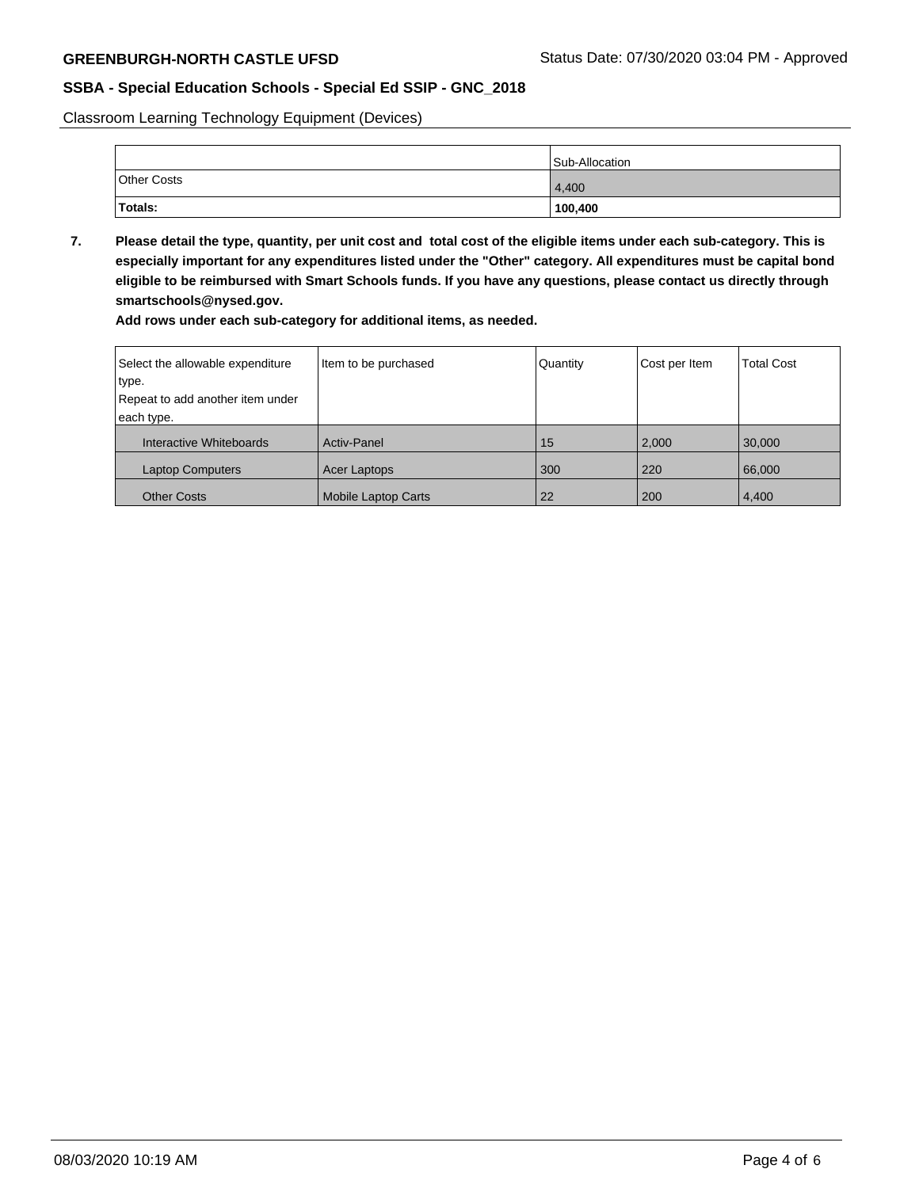Classroom Learning Technology Equipment (Devices)

| | Sub-Allocation |
|---|---|
| Other Costs | 4,400 |
| **Totals:** | **100,400** |

**7. Please detail the type, quantity, per unit cost and total cost of the eligible items under each sub-category. This is especially important for any expenditures listed under the "Other" category. All expenditures must be capital bond eligible to be reimbursed with Smart Schools funds. If you have any questions, please contact us directly through smartschools@nysed.gov.**

**Add rows under each sub-category for additional items, as needed.**

| Select the allowable expenditure type. Repeat to add another item under each type. | Item to be purchased | Quantity | Cost per Item | Total Cost |
|---|---|---|---|---|
| Interactive Whiteboards | Activ-Panel | 15 | 2,000 | 30,000 |
| Laptop Computers | Acer Laptops | 300 | 220 | 66,000 |
| Other Costs | Mobile Laptop Carts | 22 | 200 | 4,400 |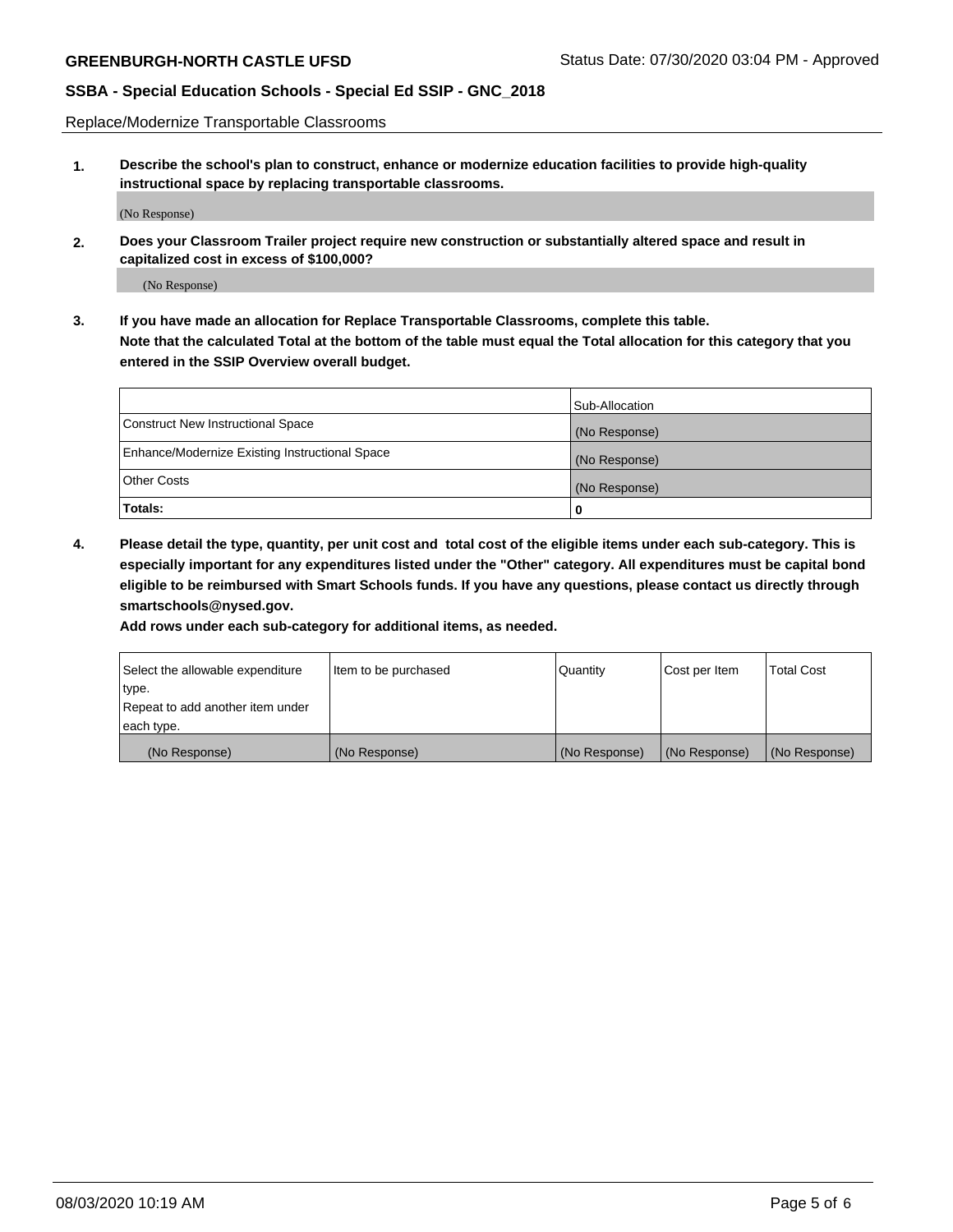Replace/Modernize Transportable Classrooms

**1. Describe the school's plan to construct, enhance or modernize education facilities to provide high-quality instructional space by replacing transportable classrooms.**

(No Response)

**2. Does your Classroom Trailer project require new construction or substantially altered space and result in capitalized cost in excess of $100,000?**

(No Response)

**3. If you have made an allocation for Replace Transportable Classrooms, complete this table. Note that the calculated Total at the bottom of the table must equal the Total allocation for this category that you entered in the SSIP Overview overall budget.**

| | Sub-Allocation |
|---|---|
| Construct New Instructional Space | (No Response) |
| Enhance/Modernize Existing Instructional Space | (No Response) |
| Other Costs | (No Response) |
| **Totals:** | **0** |

**4. Please detail the type, quantity, per unit cost and total cost of the eligible items under each sub-category. This is especially important for any expenditures listed under the "Other" category. All expenditures must be capital bond eligible to be reimbursed with Smart Schools funds. If you have any questions, please contact us directly through smartschools@nysed.gov.**

**Add rows under each sub-category for additional items, as needed.**

| Select the allowable expenditure type. Repeat to add another item under each type. | Item to be purchased | Quantity | Cost per Item | Total Cost |
|---|---|---|---|---|
| (No Response) | (No Response) | (No Response) | (No Response) | (No Response) |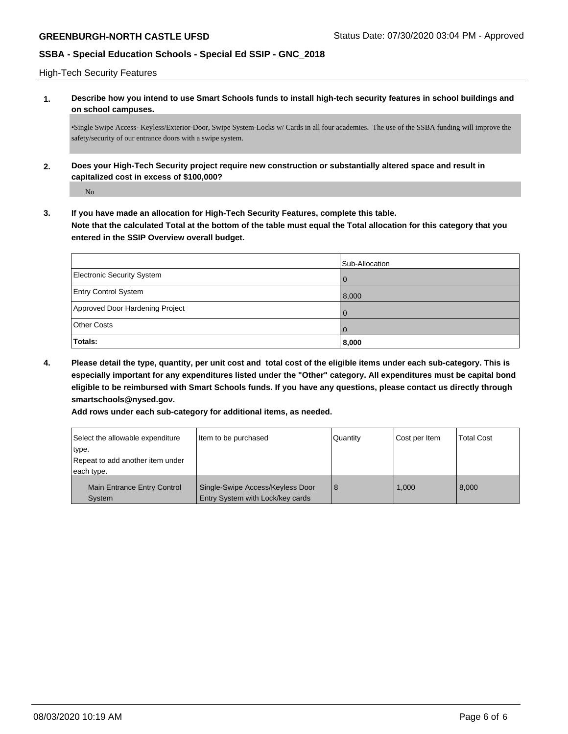High-Tech Security Features

**1. Describe how you intend to use Smart Schools funds to install high-tech security features in school buildings and on school campuses.**

•Single Swipe Access- Keyless/Exterior-Door, Swipe System-Locks w/ Cards in all four academies. The use of the SSBA funding will improve the safety/security of our entrance doors with a swipe system.

**2. Does your High-Tech Security project require new construction or substantially altered space and result in capitalized cost in excess of $100,000?**

No

**3. If you have made an allocation for High-Tech Security Features, complete this table.**
**Note that the calculated Total at the bottom of the table must equal the Total allocation for this category that you entered in the SSIP Overview overall budget.**

| | Sub-Allocation |
|---|---|
| Electronic Security System | 0 |
| Entry Control System | 8,000 |
| Approved Door Hardening Project | 0 |
| Other Costs | 0 |
| **Totals:** | **8,000** |

**4. Please detail the type, quantity, per unit cost and total cost of the eligible items under each sub-category. This is especially important for any expenditures listed under the "Other" category. All expenditures must be capital bond eligible to be reimbursed with Smart Schools funds. If you have any questions, please contact us directly through smartschools@nysed.gov.**
**Add rows under each sub-category for additional items, as needed.**

| Select the allowable expenditure type. Repeat to add another item under each type. | Item to be purchased | Quantity | Cost per Item | Total Cost |
|---|---|---|---|---|
| Main Entrance Entry Control System | Single-Swipe Access/Keyless Door Entry System with Lock/key cards | 8 | 1,000 | 8,000 |